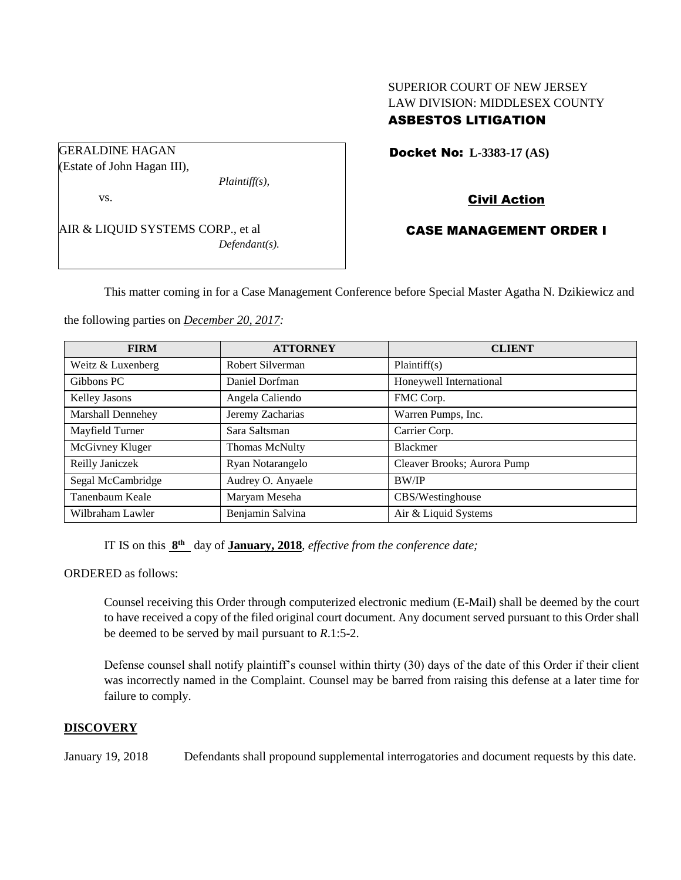SUPERIOR COURT OF NEW JERSEY
LAW DIVISION: MIDDLESEX COUNTY
**ASBESTOS LITIGATION**

GERALDINE HAGAN
(Estate of John Hagan III),
*Plaintiff(s),*

vs.

AIR & LIQUID SYSTEMS CORP., et al
*Defendant(s).*

**Docket No: L-3383-17 (AS)**

**Civil Action**

**CASE MANAGEMENT ORDER I**

This matter coming in for a Case Management Conference before Special Master Agatha N. Dzikiewicz and the following parties on *December 20, 2017:*

| FIRM | ATTORNEY | CLIENT |
|---|---|---|
| Weitz & Luxenberg | Robert Silverman | Plaintiff(s) |
| Gibbons PC | Daniel Dorfman | Honeywell International |
| Kelley Jasons | Angela Caliendo | FMC Corp. |
| Marshall Dennehey | Jeremy Zacharias | Warren Pumps, Inc. |
| Mayfield Turner | Sara Saltsman | Carrier Corp. |
| McGivney Kluger | Thomas McNulty | Blackmer |
| Reilly Janiczek | Ryan Notarangelo | Cleaver Brooks; Aurora Pump |
| Segal McCambridge | Audrey O. Anyaele | BW/IP |
| Tanenbaum Keale | Maryam Meseha | CBS/Westinghouse |
| Wilbraham Lawler | Benjamin Salvina | Air & Liquid Systems |

IT IS on this **8th** day of **January, 2018**, *effective from the conference date;*

ORDERED as follows:

Counsel receiving this Order through computerized electronic medium (E-Mail) shall be deemed by the court to have received a copy of the filed original court document. Any document served pursuant to this Order shall be deemed to be served by mail pursuant to *R*.1:5-2.

Defense counsel shall notify plaintiff's counsel within thirty (30) days of the date of this Order if their client was incorrectly named in the Complaint. Counsel may be barred from raising this defense at a later time for failure to comply.

## DISCOVERY

January 19, 2018 Defendants shall propound supplemental interrogatories and document requests by this date.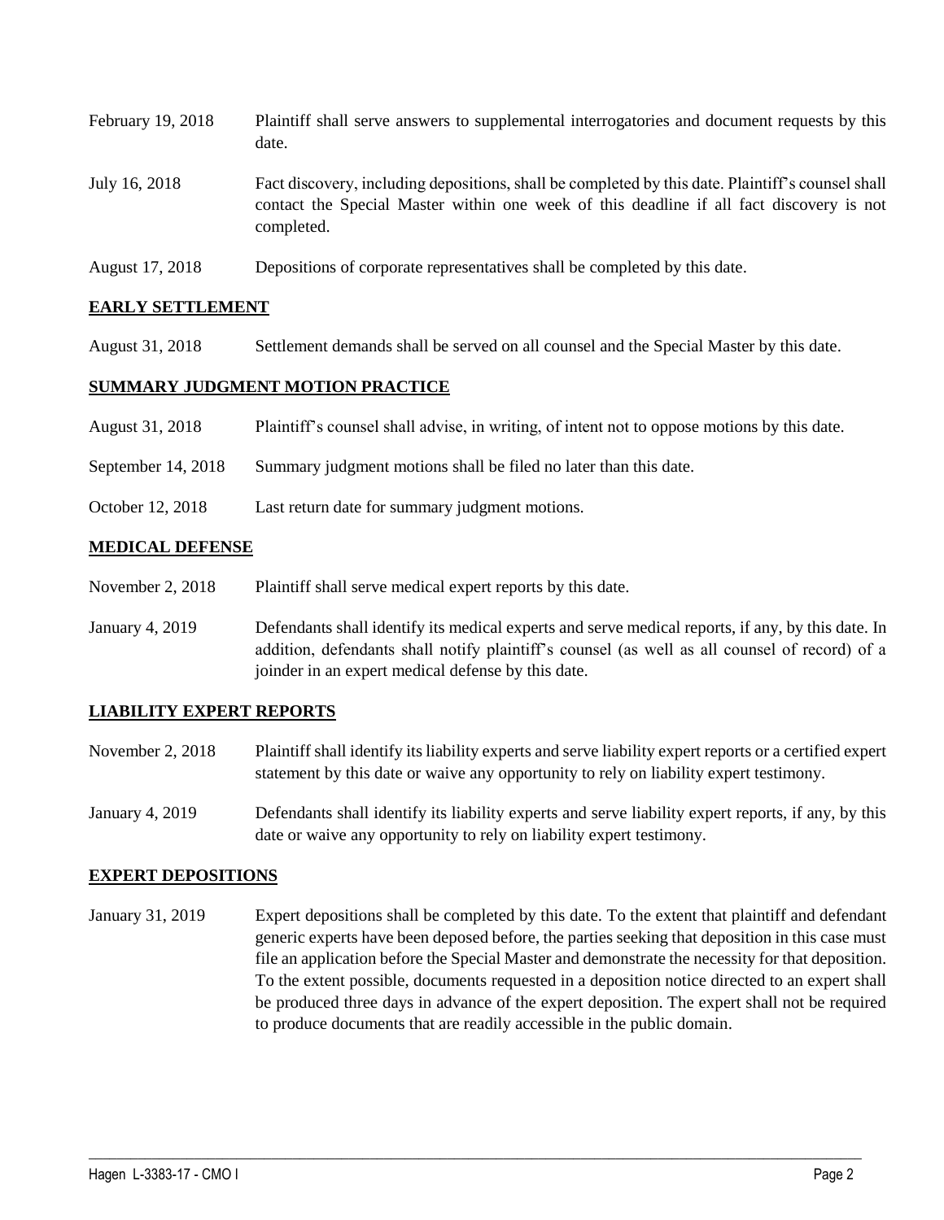| | |
|---|---|
| February 19, 2018 | Plaintiff shall serve answers to supplemental interrogatories and document requests by this date. |
| July 16, 2018 | Fact discovery, including depositions, shall be completed by this date. Plaintiff's counsel shall contact the Special Master within one week of this deadline if all fact discovery is not completed. |
| August 17, 2018 | Depositions of corporate representatives shall be completed by this date. |

## EARLY SETTLEMENT

| | |
|---|---|
| August 31, 2018 | Settlement demands shall be served on all counsel and the Special Master by this date. |

## SUMMARY JUDGMENT MOTION PRACTICE

| | |
|---|---|
| August 31, 2018 | Plaintiff's counsel shall advise, in writing, of intent not to oppose motions by this date. |
| September 14, 2018 | Summary judgment motions shall be filed no later than this date. |
| October 12, 2018 | Last return date for summary judgment motions. |

## MEDICAL DEFENSE

| | |
|---|---|
| November 2, 2018 | Plaintiff shall serve medical expert reports by this date. |
| January 4, 2019 | Defendants shall identify its medical experts and serve medical reports, if any, by this date. In addition, defendants shall notify plaintiff's counsel (as well as all counsel of record) of a joinder in an expert medical defense by this date. |

## LIABILITY EXPERT REPORTS

| | |
|---|---|
| November 2, 2018 | Plaintiff shall identify its liability experts and serve liability expert reports or a certified expert statement by this date or waive any opportunity to rely on liability expert testimony. |
| January 4, 2019 | Defendants shall identify its liability experts and serve liability expert reports, if any, by this date or waive any opportunity to rely on liability expert testimony. |

## EXPERT DEPOSITIONS

| | |
|---|---|
| January 31, 2019 | Expert depositions shall be completed by this date. To the extent that plaintiff and defendant generic experts have been deposed before, the parties seeking that deposition in this case must file an application before the Special Master and demonstrate the necessity for that deposition. To the extent possible, documents requested in a deposition notice directed to an expert shall be produced three days in advance of the expert deposition. The expert shall not be required to produce documents that are readily accessible in the public domain. |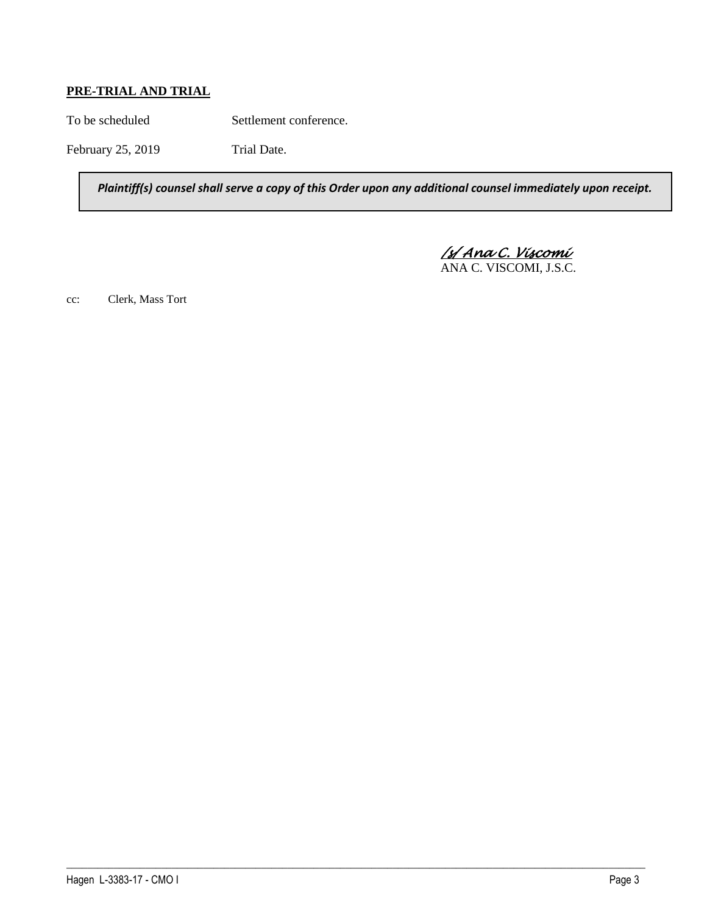**PRE-TRIAL AND TRIAL**

| | |
|---|---|
| To be scheduled | Settlement conference. |
| February 25, 2019 | Trial Date. |

***Plaintiff(s) counsel shall serve a copy of this Order upon any additional counsel immediately upon receipt.***

/s/ Ana C. Viscomi
ANA C. VISCOMI, J.S.C.

cc: Clerk, Mass Tort